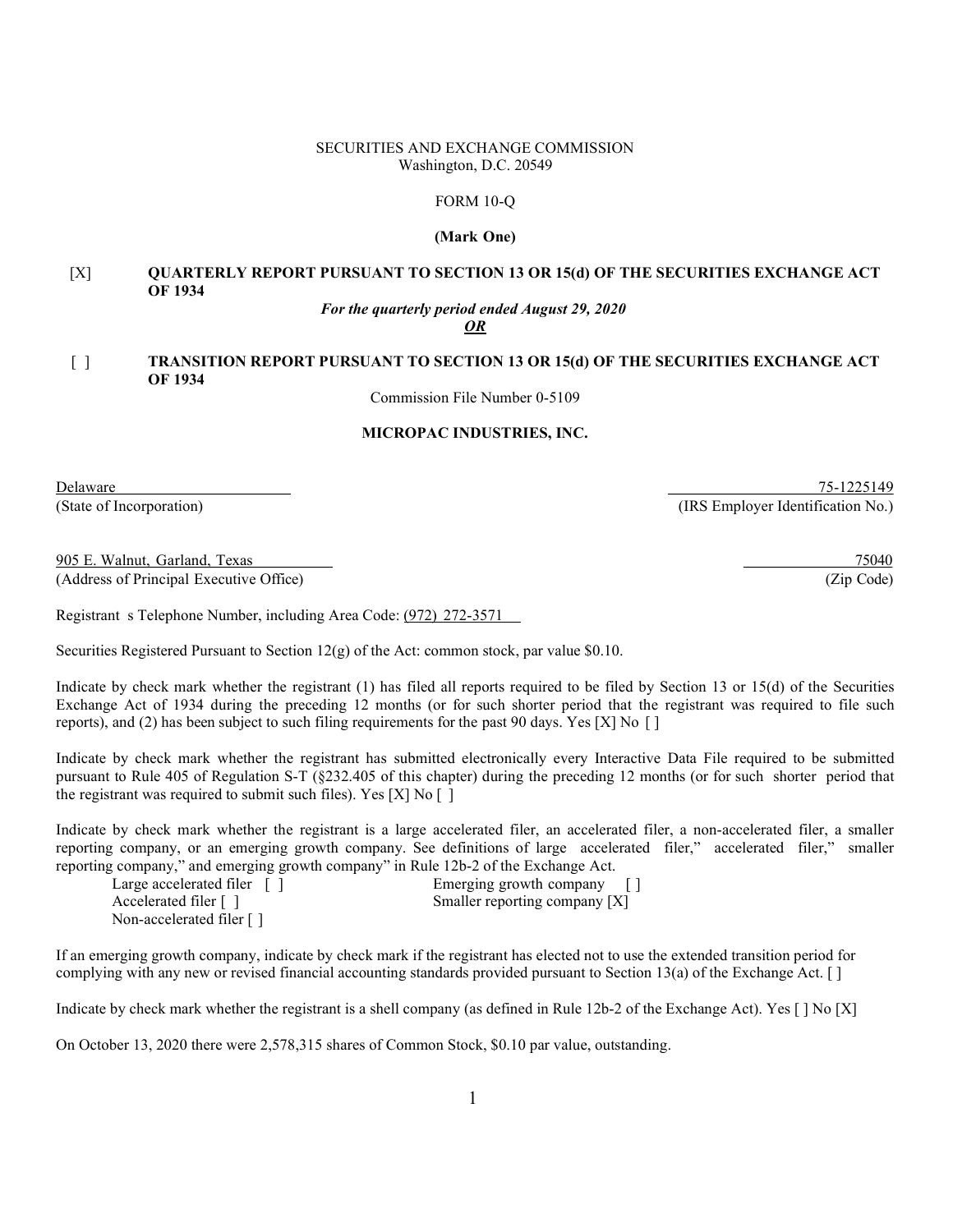SECURITIES AND EXCHANGE COMMISSION
Washington, D.C. 20549

FORM 10-Q

**(Mark One)**

[X] **QUARTERLY REPORT PURSUANT TO SECTION 13 OR 15(d) OF THE SECURITIES EXCHANGE ACT OF 1934**

*For the quarterly period ended August 29, 2020*

***OR***

[ ] **TRANSITION REPORT PURSUANT TO SECTION 13 OR 15(d) OF THE SECURITIES EXCHANGE ACT OF 1934**

Commission File Number 0-5109

**MICROPAC INDUSTRIES, INC.**

| | |
|---|---|
| Delaware | 75-1225149 |
| (State of Incorporation) | (IRS Employer Identification No.) |
| 905 E. Walnut, Garland, Texas | 75040 |
| (Address of Principal Executive Office) | (Zip Code) |

Registrant s Telephone Number, including Area Code: (972) 272-3571

Securities Registered Pursuant to Section 12(g) of the Act: common stock, par value $0.10.

Indicate by check mark whether the registrant (1) has filed all reports required to be filed by Section 13 or 15(d) of the Securities Exchange Act of 1934 during the preceding 12 months (or for such shorter period that the registrant was required to file such reports), and (2) has been subject to such filing requirements for the past 90 days. Yes [X] No [ ]

Indicate by check mark whether the registrant has submitted electronically every Interactive Data File required to be submitted pursuant to Rule 405 of Regulation S-T (§232.405 of this chapter) during the preceding 12 months (or for such shorter period that the registrant was required to submit such files). Yes [X] No [ ]

Indicate by check mark whether the registrant is a large accelerated filer, an accelerated filer, a non-accelerated filer, a smaller reporting company, or an emerging growth company. See definitions of large accelerated filer," accelerated filer," smaller reporting company," and emerging growth company" in Rule 12b-2 of the Exchange Act.

| | |
|---|---|
| Large accelerated filer [ ] | Emerging growth company [ ] |
| Accelerated filer [ ] | Smaller reporting company [X] |
| Non-accelerated filer [ ] | |

If an emerging growth company, indicate by check mark if the registrant has elected not to use the extended transition period for complying with any new or revised financial accounting standards provided pursuant to Section 13(a) of the Exchange Act. [ ]

Indicate by check mark whether the registrant is a shell company (as defined in Rule 12b-2 of the Exchange Act). Yes [ ] No [X]

On October 13, 2020 there were 2,578,315 shares of Common Stock, $0.10 par value, outstanding.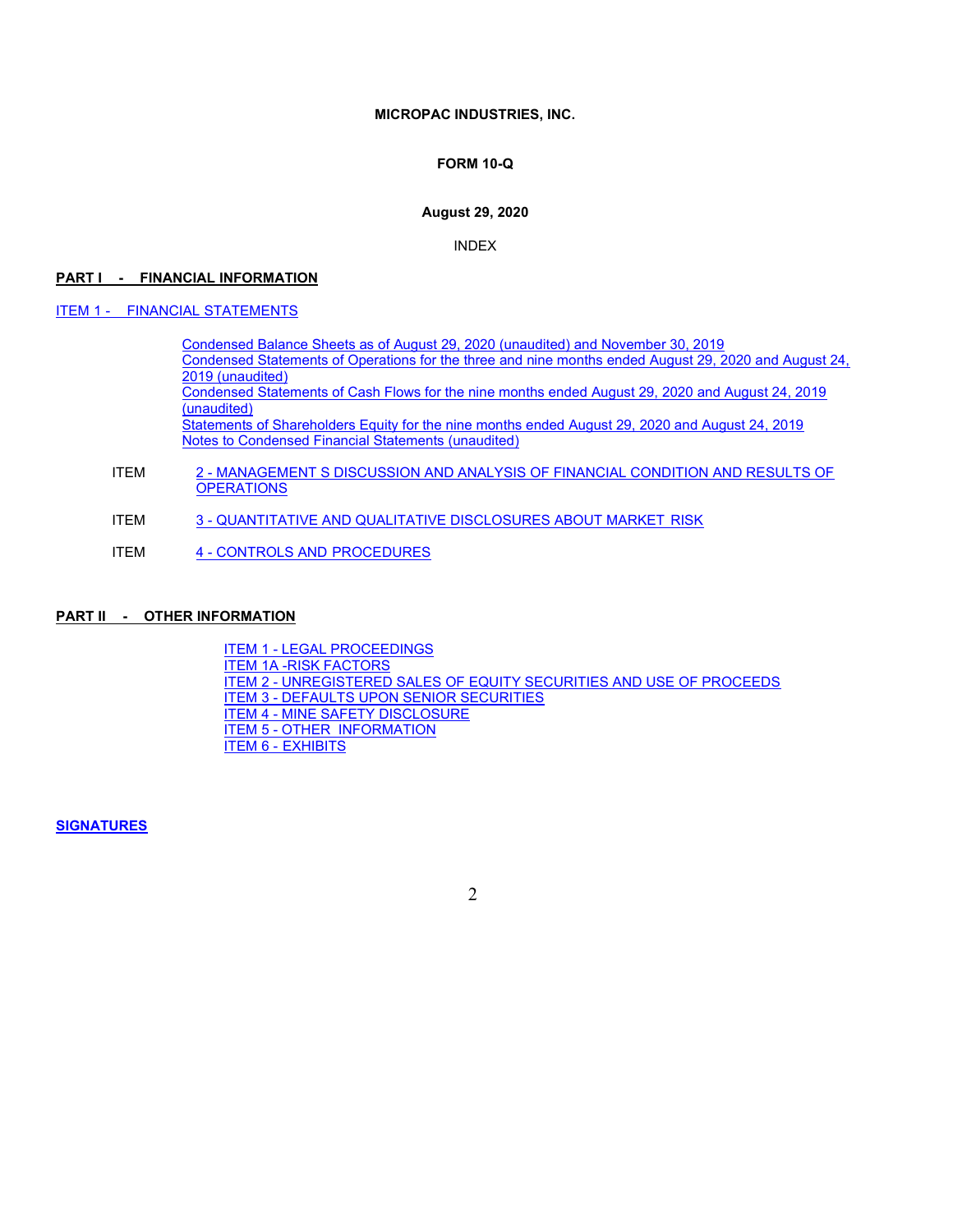**MICROPAC INDUSTRIES, INC.**

**FORM 10-Q**

**August 29, 2020**

INDEX

**PART I - FINANCIAL INFORMATION**

ITEM 1 - FINANCIAL STATEMENTS

- Condensed Balance Sheets as of August 29, 2020 (unaudited) and November 30, 2019
- Condensed Statements of Operations for the three and nine months ended August 29, 2020 and August 24, 2019 (unaudited)
- Condensed Statements of Cash Flows for the nine months ended August 29, 2020 and August 24, 2019 (unaudited)
- Statements of Shareholders Equity for the nine months ended August 29, 2020 and August 24, 2019
- Notes to Condensed Financial Statements (unaudited)

ITEM 2 - MANAGEMENT S DISCUSSION AND ANALYSIS OF FINANCIAL CONDITION AND RESULTS OF OPERATIONS

ITEM 3 - QUANTITATIVE AND QUALITATIVE DISCLOSURES ABOUT MARKET RISK

ITEM 4 - CONTROLS AND PROCEDURES

**PART II - OTHER INFORMATION**

- ITEM 1 - LEGAL PROCEEDINGS
- ITEM 1A -RISK FACTORS
- ITEM 2 - UNREGISTERED SALES OF EQUITY SECURITIES AND USE OF PROCEEDS
- ITEM 3 - DEFAULTS UPON SENIOR SECURITIES
- ITEM 4 - MINE SAFETY DISCLOSURE
- ITEM 5 - OTHER INFORMATION
- ITEM 6 - EXHIBITS

**SIGNATURES**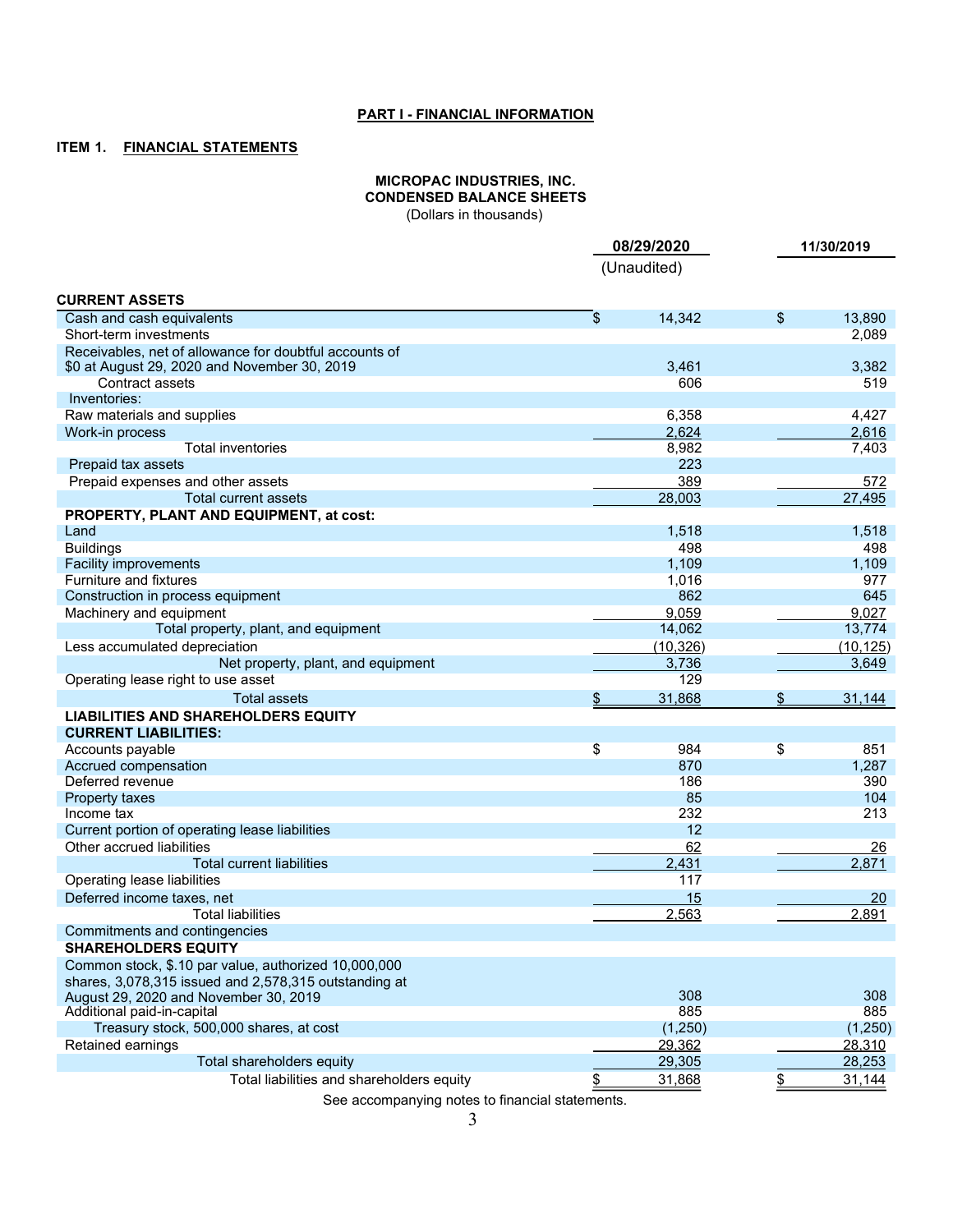**PART I - FINANCIAL INFORMATION**

**ITEM 1. FINANCIAL STATEMENTS**

**MICROPAC INDUSTRIES, INC.**
**CONDENSED BALANCE SHEETS**
(Dollars in thousands)

| | 08/29/2020 | 11/30/2019 |
|---|---|---|
| | (Unaudited) | |
| **CURRENT ASSETS** | | |
| Cash and cash equivalents | $ 14,342 | $ 13,890 |
| Short-term investments | | 2,089 |
| Receivables, net of allowance for doubtful accounts of $0 at August 29, 2020 and November 30, 2019 | 3,461 | 3,382 |
| Contract assets | 606 | 519 |
| Inventories: | | |
| Raw materials and supplies | 6,358 | 4,427 |
| Work-in process | 2,624 | 2,616 |
| Total inventories | 8,982 | 7,403 |
| Prepaid tax assets | 223 | |
| Prepaid expenses and other assets | 389 | 572 |
| Total current assets | 28,003 | 27,495 |
| **PROPERTY, PLANT AND EQUIPMENT, at cost:** | | |
| Land | 1,518 | 1,518 |
| Buildings | 498 | 498 |
| Facility improvements | 1,109 | 1,109 |
| Furniture and fixtures | 1,016 | 977 |
| Construction in process equipment | 862 | 645 |
| Machinery and equipment | 9,059 | 9,027 |
| Total property, plant, and equipment | 14,062 | 13,774 |
| Less accumulated depreciation | (10,326) | (10,125) |
| Net property, plant, and equipment | 3,736 | 3,649 |
| Operating lease right to use asset | 129 | |
| Total assets | $ 31,868 | $ 31,144 |
| **LIABILITIES AND SHAREHOLDERS EQUITY** | | |
| **CURRENT LIABILITIES:** | | |
| Accounts payable | $ 984 | $ 851 |
| Accrued compensation | 870 | 1,287 |
| Deferred revenue | 186 | 390 |
| Property taxes | 85 | 104 |
| Income tax | 232 | 213 |
| Current portion of operating lease liabilities | 12 | |
| Other accrued liabilities | 62 | 26 |
| Total current liabilities | 2,431 | 2,871 |
| Operating lease liabilities | 117 | |
| Deferred income taxes, net | 15 | 20 |
| Total liabilities | 2,563 | 2,891 |
| Commitments and contingencies | | |
| **SHAREHOLDERS EQUITY** | | |
| Common stock, $.10 par value, authorized 10,000,000 shares, 3,078,315 issued and 2,578,315 outstanding at August 29, 2020 and November 30, 2019 | 308 | 308 |
| Additional paid-in-capital | 885 | 885 |
| Treasury stock, 500,000 shares, at cost | (1,250) | (1,250) |
| Retained earnings | 29,362 | 28,310 |
| Total shareholders equity | 29,305 | 28,253 |
| Total liabilities and shareholders equity | $ 31,868 | $ 31,144 |

See accompanying notes to financial statements.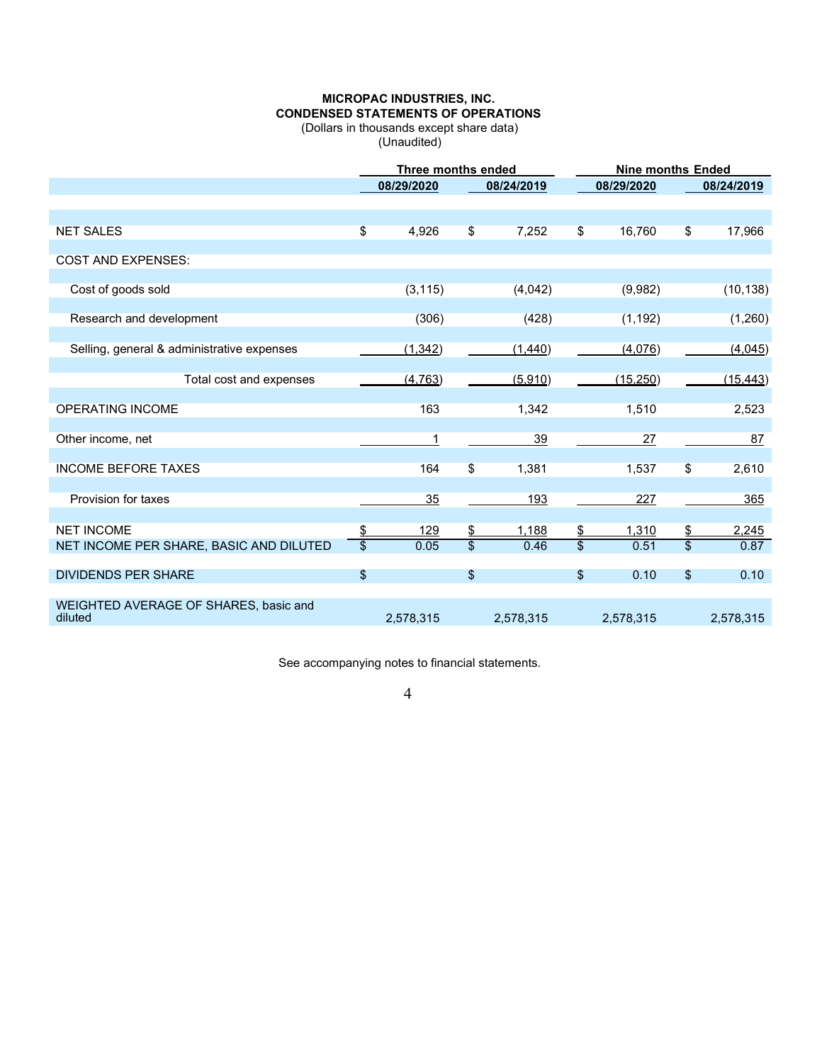**MICROPAC INDUSTRIES, INC.**
**CONDENSED STATEMENTS OF OPERATIONS**
(Dollars in thousands except share data)
(Unaudited)

| | Three months ended | | Nine months Ended | |
|---|---|---|---|---|
| | 08/29/2020 | 08/24/2019 | 08/29/2020 | 08/24/2019 |
| NET SALES | $ 4,926 | $ 7,252 | $ 16,760 | $ 17,966 |
| COST AND EXPENSES: | | | | |
| Cost of goods sold | (3,115) | (4,042) | (9,982) | (10,138) |
| Research and development | (306) | (428) | (1,192) | (1,260) |
| Selling, general & administrative expenses | (1,342) | (1,440) | (4,076) | (4,045) |
| Total cost and expenses | (4,763) | (5,910) | (15,250) | (15,443) |
| OPERATING INCOME | 163 | 1,342 | 1,510 | 2,523 |
| Other income, net | 1 | 39 | 27 | 87 |
| INCOME BEFORE TAXES | 164 | $ 1,381 | 1,537 | $ 2,610 |
| Provision for taxes | 35 | 193 | 227 | 365 |
| NET INCOME | $ 129 | $ 1,188 | $ 1,310 | $ 2,245 |
| NET INCOME PER SHARE, BASIC AND DILUTED | $ 0.05 | $ 0.46 | $ 0.51 | $ 0.87 |
| DIVIDENDS PER SHARE | $ | $ | $ 0.10 | $ 0.10 |
| WEIGHTED AVERAGE OF SHARES, basic and diluted | 2,578,315 | 2,578,315 | 2,578,315 | 2,578,315 |

See accompanying notes to financial statements.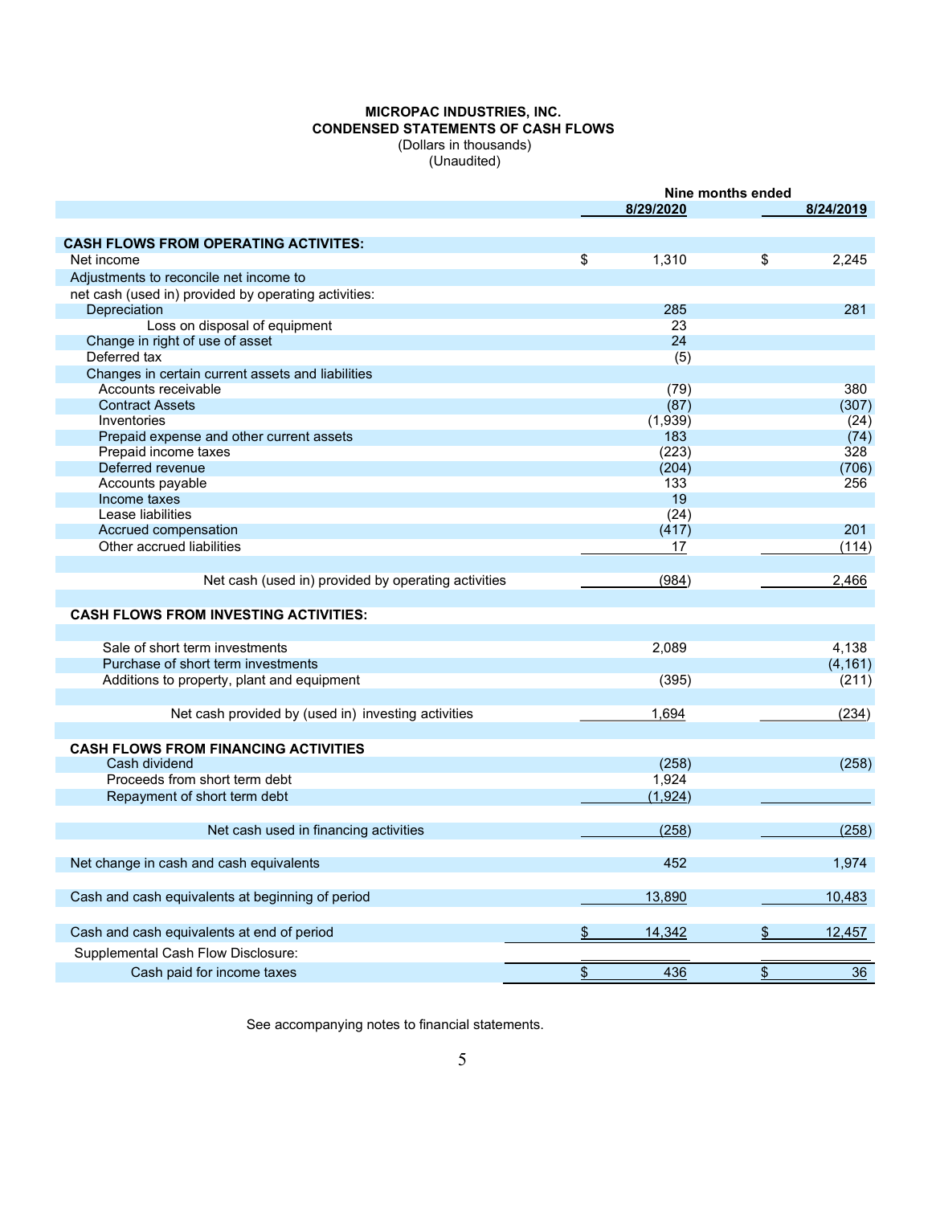**MICROPAC INDUSTRIES, INC.**
**CONDENSED STATEMENTS OF CASH FLOWS**
(Dollars in thousands)
(Unaudited)

| | Nine months ended | |
|---|---|---|
| | **8/29/2020** | **8/24/2019** |
| **CASH FLOWS FROM OPERATING ACTIVITES:** | | |
| Net income | $ 1,310 | $ 2,245 |
| Adjustments to reconcile net income to | | |
| net cash (used in) provided by operating activities: | | |
| Depreciation | 285 | 281 |
| Loss on disposal of equipment | 23 | |
| Change in right of use of asset | 24 | |
| Deferred tax | (5) | |
| Changes in certain current assets and liabilities | | |
| Accounts receivable | (79) | 380 |
| Contract Assets | (87) | (307) |
| Inventories | (1,939) | (24) |
| Prepaid expense and other current assets | 183 | (74) |
| Prepaid income taxes | (223) | 328 |
| Deferred revenue | (204) | (706) |
| Accounts payable | 133 | 256 |
| Income taxes | 19 | |
| Lease liabilities | (24) | |
| Accrued compensation | (417) | 201 |
| Other accrued liabilities | 17 | (114) |
| Net cash (used in) provided by operating activities | (984) | 2,466 |
| **CASH FLOWS FROM INVESTING ACTIVITIES:** | | |
| Sale of short term investments | 2,089 | 4,138 |
| Purchase of short term investments | | (4,161) |
| Additions to property, plant and equipment | (395) | (211) |
| Net cash provided by (used in) investing activities | 1,694 | (234) |
| **CASH FLOWS FROM FINANCING ACTIVITIES** | | |
| Cash dividend | (258) | (258) |
| Proceeds from short term debt | 1,924 | |
| Repayment of short term debt | (1,924) | |
| Net cash used in financing activities | (258) | (258) |
| Net change in cash and cash equivalents | 452 | 1,974 |
| Cash and cash equivalents at beginning of period | 13,890 | 10,483 |
| Cash and cash equivalents at end of period | $ 14,342 | $ 12,457 |
| Supplemental Cash Flow Disclosure: | | |
| Cash paid for income taxes | $ 436 | $ 36 |

See accompanying notes to financial statements.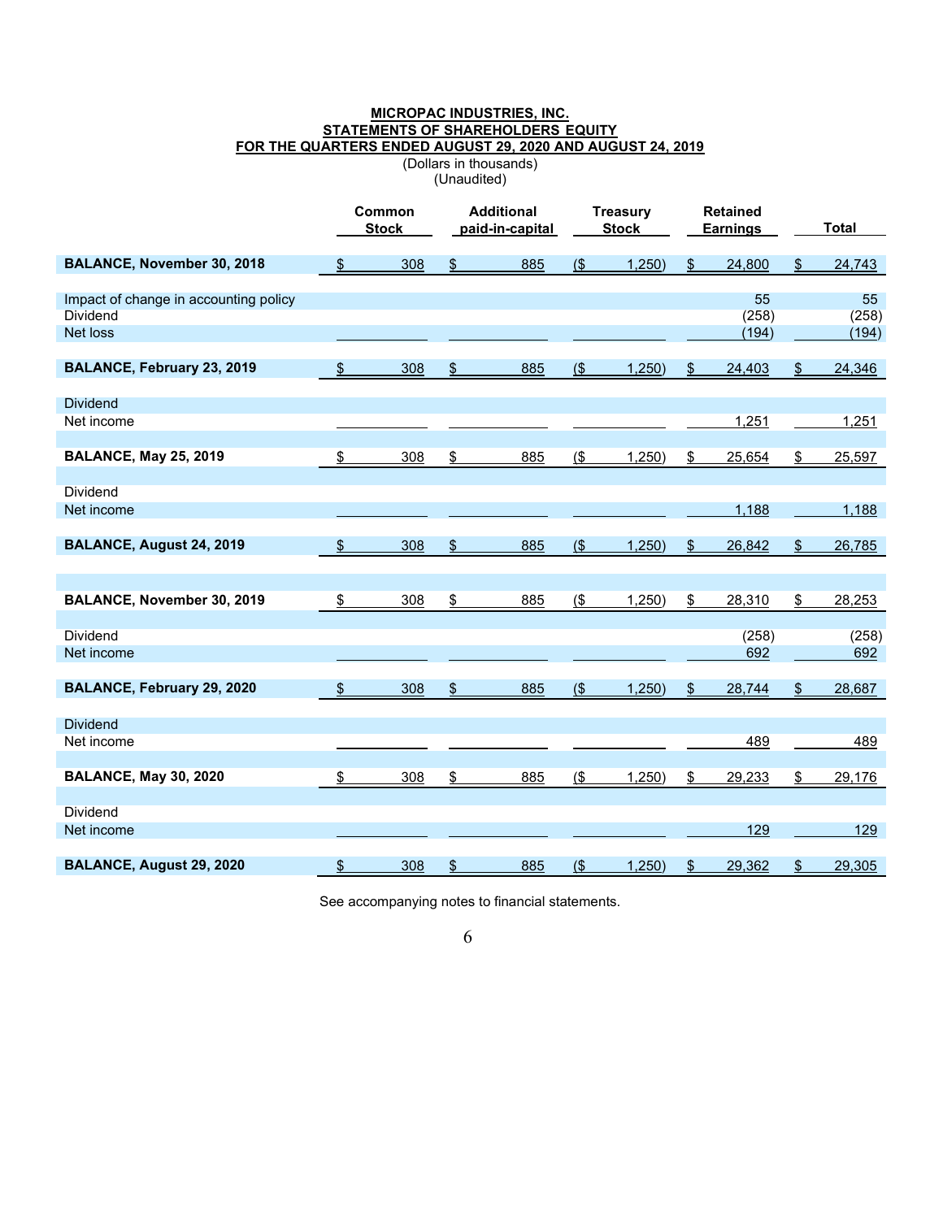**MICROPAC INDUSTRIES, INC.**
**STATEMENTS OF SHAREHOLDERS EQUITY**
**FOR THE QUARTERS ENDED AUGUST 29, 2020 AND AUGUST 24, 2019**

(Dollars in thousands)
(Unaudited)

| | Common Stock | Additional paid-in-capital | Treasury Stock | Retained Earnings | Total |
|---|---|---|---|---|---|
| **BALANCE, November 30, 2018** | $ 308 | $ 885 | ($ 1,250) | $ 24,800 | $ 24,743 |
| Impact of change in accounting policy | | | | 55 | 55 |
| Dividend | | | | (258) | (258) |
| Net loss | | | | (194) | (194) |
| **BALANCE, February 23, 2019** | $ 308 | $ 885 | ($ 1,250) | $ 24,403 | $ 24,346 |
| Dividend | | | | | |
| Net income | | | | 1,251 | 1,251 |
| **BALANCE, May 25, 2019** | $ 308 | $ 885 | ($ 1,250) | $ 25,654 | $ 25,597 |
| Dividend | | | | | |
| Net income | | | | 1,188 | 1,188 |
| **BALANCE, August 24, 2019** | $ 308 | $ 885 | ($ 1,250) | $ 26,842 | $ 26,785 |
| | | | | | |
| **BALANCE, November 30, 2019** | $ 308 | $ 885 | ($ 1,250) | $ 28,310 | $ 28,253 |
| Dividend | | | | (258) | (258) |
| Net income | | | | 692 | 692 |
| **BALANCE, February 29, 2020** | $ 308 | $ 885 | ($ 1,250) | $ 28,744 | $ 28,687 |
| Dividend | | | | | |
| Net income | | | | 489 | 489 |
| **BALANCE, May 30, 2020** | $ 308 | $ 885 | ($ 1,250) | $ 29,233 | $ 29,176 |
| Dividend | | | | | |
| Net income | | | | 129 | 129 |
| **BALANCE, August 29, 2020** | $ 308 | $ 885 | ($ 1,250) | $ 29,362 | $ 29,305 |

See accompanying notes to financial statements.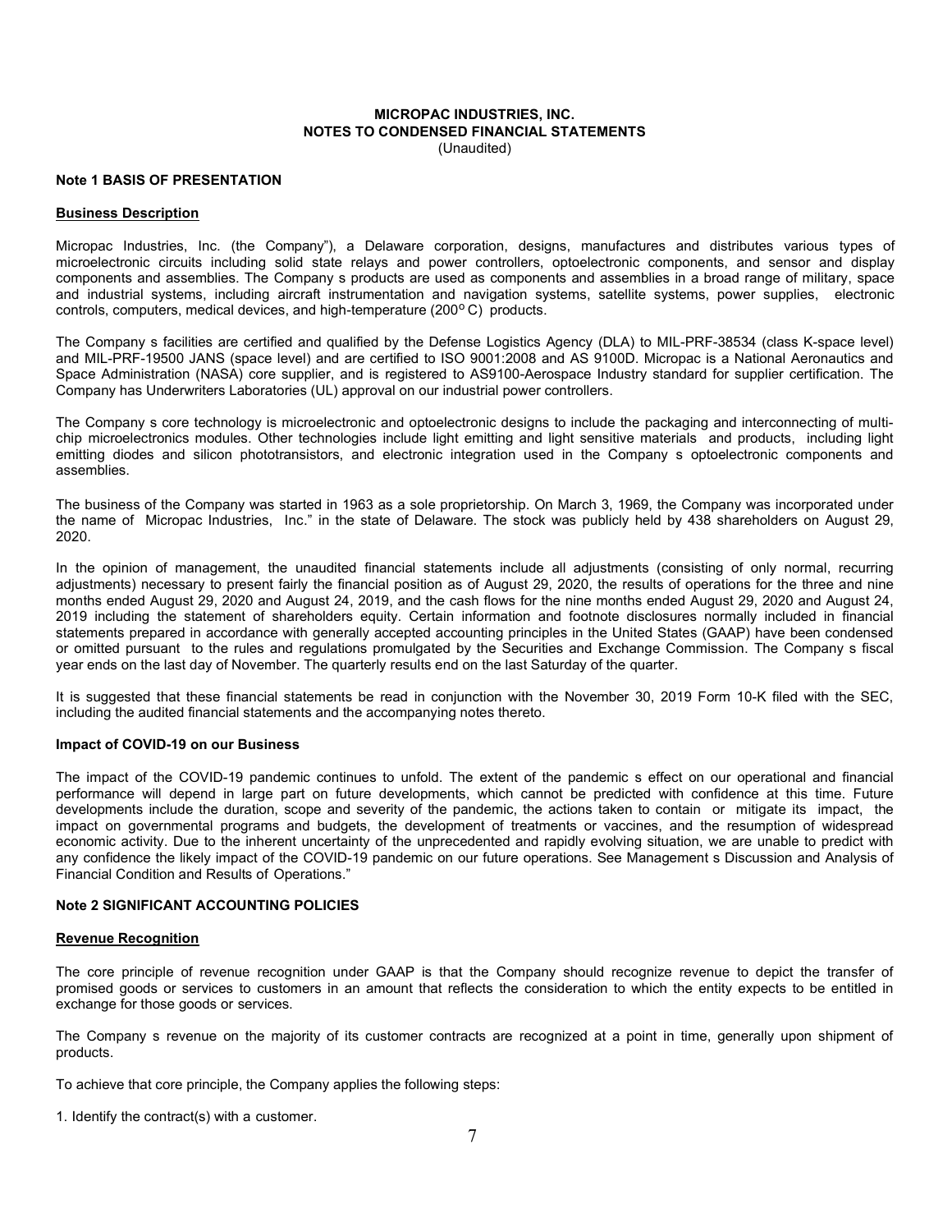# MICROPAC INDUSTRIES, INC.
## NOTES TO CONDENSED FINANCIAL STATEMENTS
(Unaudited)

### Note 1 BASIS OF PRESENTATION

**Business Description**

Micropac Industries, Inc. (the Company"), a Delaware corporation, designs, manufactures and distributes various types of microelectronic circuits including solid state relays and power controllers, optoelectronic components, and sensor and display components and assemblies. The Company s products are used as components and assemblies in a broad range of military, space and industrial systems, including aircraft instrumentation and navigation systems, satellite systems, power supplies, electronic controls, computers, medical devices, and high-temperature (200$^{o}$ C) products.

The Company s facilities are certified and qualified by the Defense Logistics Agency (DLA) to MIL-PRF-38534 (class K-space level) and MIL-PRF-19500 JANS (space level) and are certified to ISO 9001:2008 and AS 9100D. Micropac is a National Aeronautics and Space Administration (NASA) core supplier, and is registered to AS9100-Aerospace Industry standard for supplier certification. The Company has Underwriters Laboratories (UL) approval on our industrial power controllers.

The Company s core technology is microelectronic and optoelectronic designs to include the packaging and interconnecting of multi-chip microelectronics modules. Other technologies include light emitting and light sensitive materials and products, including light emitting diodes and silicon phototransistors, and electronic integration used in the Company s optoelectronic components and assemblies.

The business of the Company was started in 1963 as a sole proprietorship. On March 3, 1969, the Company was incorporated under the name of Micropac Industries, Inc." in the state of Delaware. The stock was publicly held by 438 shareholders on August 29, 2020.

In the opinion of management, the unaudited financial statements include all adjustments (consisting of only normal, recurring adjustments) necessary to present fairly the financial position as of August 29, 2020, the results of operations for the three and nine months ended August 29, 2020 and August 24, 2019, and the cash flows for the nine months ended August 29, 2020 and August 24, 2019 including the statement of shareholders equity. Certain information and footnote disclosures normally included in financial statements prepared in accordance with generally accepted accounting principles in the United States (GAAP) have been condensed or omitted pursuant to the rules and regulations promulgated by the Securities and Exchange Commission. The Company s fiscal year ends on the last day of November. The quarterly results end on the last Saturday of the quarter.

It is suggested that these financial statements be read in conjunction with the November 30, 2019 Form 10-K filed with the SEC, including the audited financial statements and the accompanying notes thereto.

**Impact of COVID-19 on our Business**

The impact of the COVID-19 pandemic continues to unfold. The extent of the pandemic s effect on our operational and financial performance will depend in large part on future developments, which cannot be predicted with confidence at this time. Future developments include the duration, scope and severity of the pandemic, the actions taken to contain or mitigate its impact, the impact on governmental programs and budgets, the development of treatments or vaccines, and the resumption of widespread economic activity. Due to the inherent uncertainty of the unprecedented and rapidly evolving situation, we are unable to predict with any confidence the likely impact of the COVID-19 pandemic on our future operations. See Management s Discussion and Analysis of Financial Condition and Results of Operations."

### Note 2 SIGNIFICANT ACCOUNTING POLICIES

**Revenue Recognition**

The core principle of revenue recognition under GAAP is that the Company should recognize revenue to depict the transfer of promised goods or services to customers in an amount that reflects the consideration to which the entity expects to be entitled in exchange for those goods or services.

The Company s revenue on the majority of its customer contracts are recognized at a point in time, generally upon shipment of products.

To achieve that core principle, the Company applies the following steps:

1. Identify the contract(s) with a customer.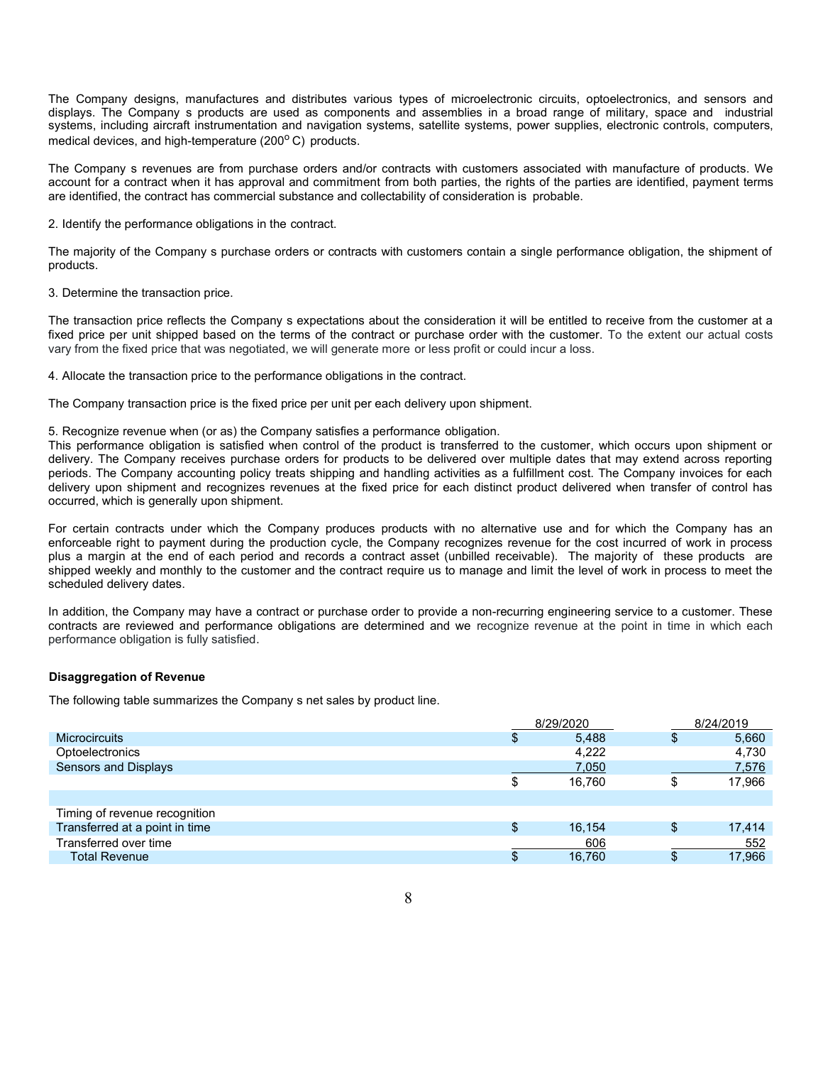The Company designs, manufactures and distributes various types of microelectronic circuits, optoelectronics, and sensors and displays. The Company s products are used as components and assemblies in a broad range of military, space and industrial systems, including aircraft instrumentation and navigation systems, satellite systems, power supplies, electronic controls, computers, medical devices, and high-temperature (200$^{o}$ C) products.

The Company s revenues are from purchase orders and/or contracts with customers associated with manufacture of products. We account for a contract when it has approval and commitment from both parties, the rights of the parties are identified, payment terms are identified, the contract has commercial substance and collectability of consideration is probable.

2. Identify the performance obligations in the contract.

The majority of the Company s purchase orders or contracts with customers contain a single performance obligation, the shipment of products.

3. Determine the transaction price.

The transaction price reflects the Company s expectations about the consideration it will be entitled to receive from the customer at a fixed price per unit shipped based on the terms of the contract or purchase order with the customer. To the extent our actual costs vary from the fixed price that was negotiated, we will generate more or less profit or could incur a loss.

4. Allocate the transaction price to the performance obligations in the contract.

The Company transaction price is the fixed price per unit per each delivery upon shipment.

5. Recognize revenue when (or as) the Company satisfies a performance obligation.
This performance obligation is satisfied when control of the product is transferred to the customer, which occurs upon shipment or delivery. The Company receives purchase orders for products to be delivered over multiple dates that may extend across reporting periods. The Company accounting policy treats shipping and handling activities as a fulfillment cost. The Company invoices for each delivery upon shipment and recognizes revenues at the fixed price for each distinct product delivered when transfer of control has occurred, which is generally upon shipment.

For certain contracts under which the Company produces products with no alternative use and for which the Company has an enforceable right to payment during the production cycle, the Company recognizes revenue for the cost incurred of work in process plus a margin at the end of each period and records a contract asset (unbilled receivable). The majority of these products are shipped weekly and monthly to the customer and the contract require us to manage and limit the level of work in process to meet the scheduled delivery dates.

In addition, the Company may have a contract or purchase order to provide a non-recurring engineering service to a customer. These contracts are reviewed and performance obligations are determined and we recognize revenue at the point in time in which each performance obligation is fully satisfied.

**Disaggregation of Revenue**

The following table summarizes the Company s net sales by product line.

| | 8/29/2020 | 8/24/2019 |
|---|---|---|
| Microcircuits | $ 5,488 | $ 5,660 |
| Optoelectronics | 4,222 | 4,730 |
| Sensors and Displays | 7,050 | 7,576 |
| | $ 16,760 | $ 17,966 |
| | | |
| Timing of revenue recognition | | |
| Transferred at a point in time | $ 16,154 | $ 17,414 |
| Transferred over time | 606 | 552 |
| Total Revenue | $ 16,760 | $ 17,966 |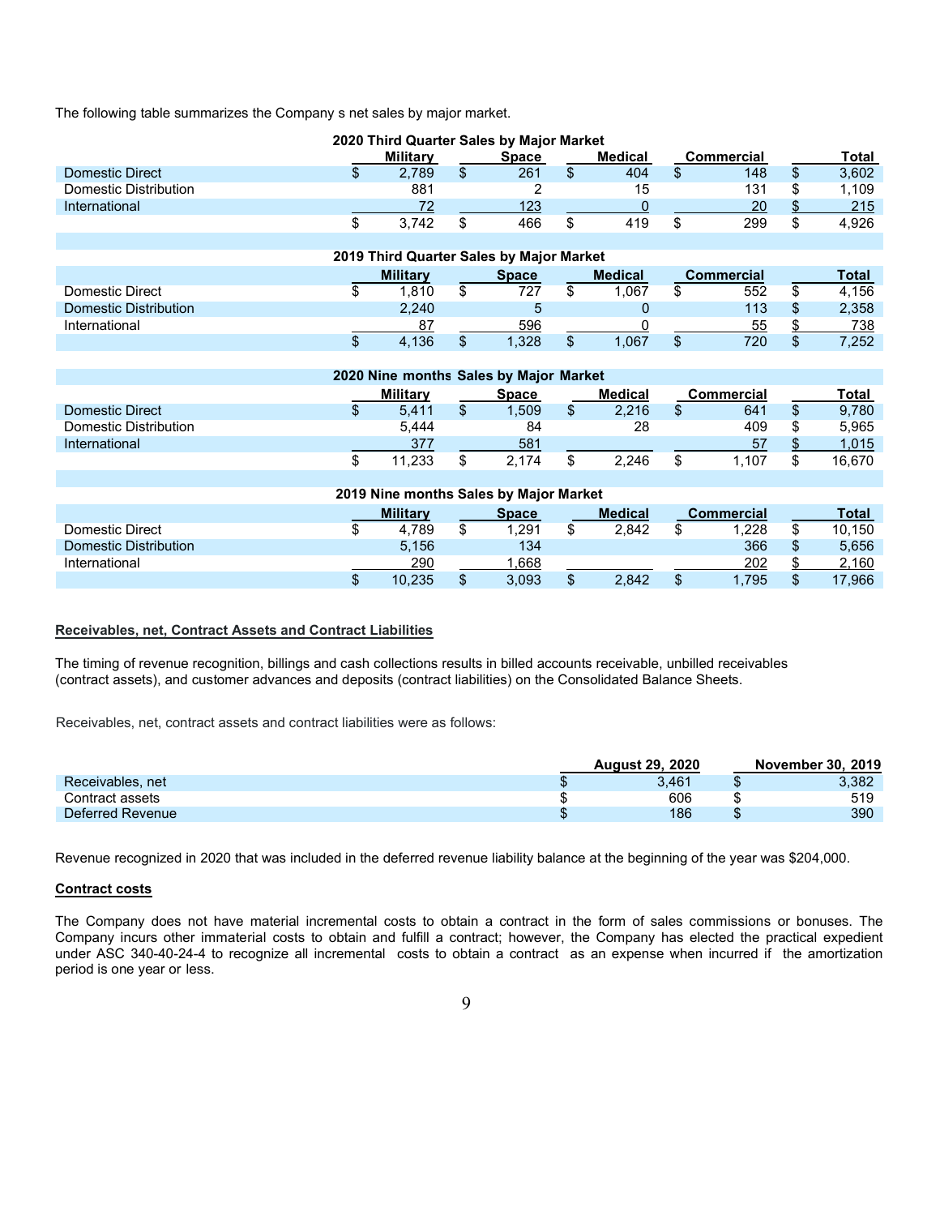The following table summarizes the Company s net sales by major market.

| 2020 Third Quarter Sales by Major Market | Military | Space | Medical | Commercial | Total |
|---|---|---|---|---|---|
| Domestic Direct | $ 2,789 | $ 261 | $ 404 | $ 148 | $ 3,602 |
| Domestic Distribution | 881 | 2 | 15 | 131 | $ 1,109 |
| International | 72 | 123 | 0 | 20 | $ 215 |
| | $ 3,742 | $ 466 | $ 419 | $ 299 | $ 4,926 |

| 2019 Third Quarter Sales by Major Market | Military | Space | Medical | Commercial | Total |
|---|---|---|---|---|---|
| Domestic Direct | $ 1,810 | $ 727 | $ 1,067 | $ 552 | $ 4,156 |
| Domestic Distribution | 2,240 | 5 | 0 | 113 | $ 2,358 |
| International | 87 | 596 | 0 | 55 | $ 738 |
| | $ 4,136 | $ 1,328 | $ 1,067 | $ 720 | $ 7,252 |

| 2020 Nine months Sales by Major Market | Military | Space | Medical | Commercial | Total |
|---|---|---|---|---|---|
| Domestic Direct | $ 5,411 | $ 1,509 | $ 2,216 | $ 641 | $ 9,780 |
| Domestic Distribution | 5,444 | 84 | 28 | 409 | $ 5,965 |
| International | 377 | 581 | | 57 | $ 1,015 |
| | $ 11,233 | $ 2,174 | $ 2,246 | $ 1,107 | $ 16,670 |

| 2019 Nine months Sales by Major Market | Military | Space | Medical | Commercial | Total |
|---|---|---|---|---|---|
| Domestic Direct | $ 4,789 | $ 1,291 | $ 2,842 | $ 1,228 | $ 10,150 |
| Domestic Distribution | 5,156 | 134 | | 366 | $ 5,656 |
| International | 290 | 1,668 | | 202 | $ 2,160 |
| | $ 10,235 | $ 3,093 | $ 2,842 | $ 1,795 | $ 17,966 |

**Receivables, net, Contract Assets and Contract Liabilities**

The timing of revenue recognition, billings and cash collections results in billed accounts receivable, unbilled receivables (contract assets), and customer advances and deposits (contract liabilities) on the Consolidated Balance Sheets.

Receivables, net, contract assets and contract liabilities were as follows:

| | August 29, 2020 | November 30, 2019 |
|---|---|---|
| Receivables, net | $ 3,461 | $ 3,382 |
| Contract assets | $ 606 | $ 519 |
| Deferred Revenue | $ 186 | $ 390 |

Revenue recognized in 2020 that was included in the deferred revenue liability balance at the beginning of the year was $204,000.

**Contract costs**

The Company does not have material incremental costs to obtain a contract in the form of sales commissions or bonuses. The Company incurs other immaterial costs to obtain and fulfill a contract; however, the Company has elected the practical expedient under ASC 340-40-24-4 to recognize all incremental costs to obtain a contract as an expense when incurred if the amortization period is one year or less.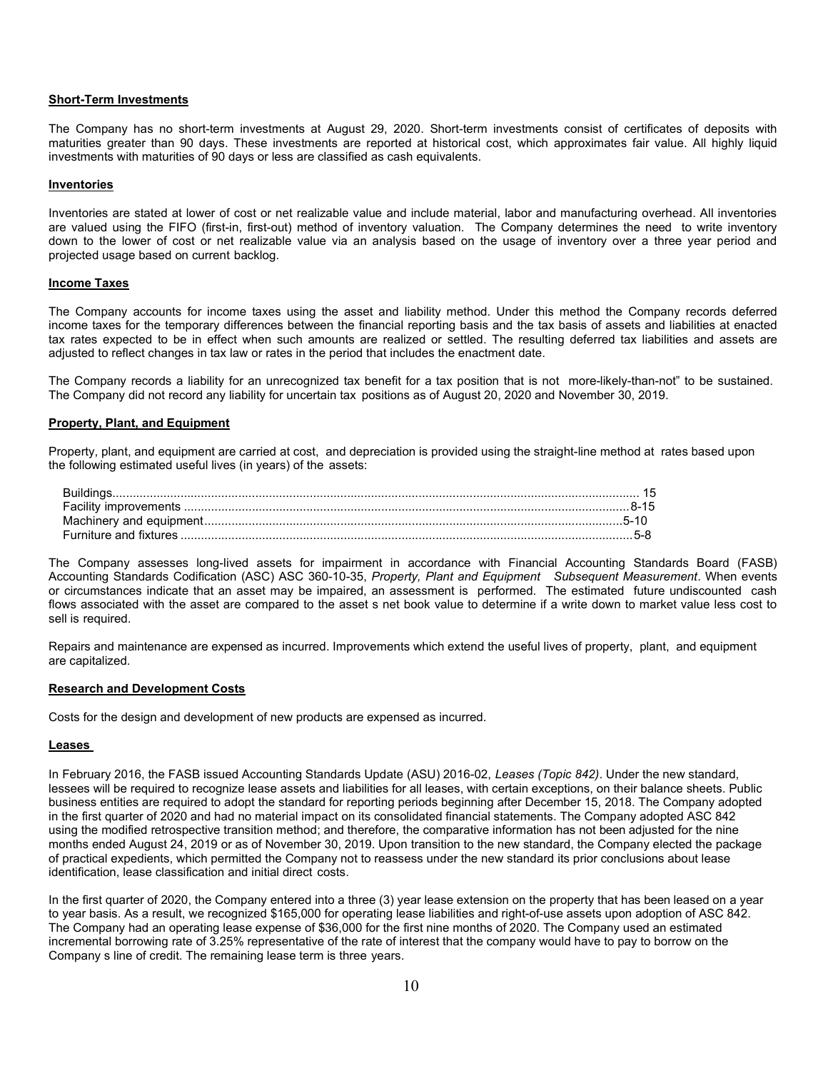**Short-Term Investments**

The Company has no short-term investments at August 29, 2020. Short-term investments consist of certificates of deposits with maturities greater than 90 days. These investments are reported at historical cost, which approximates fair value. All highly liquid investments with maturities of 90 days or less are classified as cash equivalents.

**Inventories**

Inventories are stated at lower of cost or net realizable value and include material, labor and manufacturing overhead. All inventories are valued using the FIFO (first-in, first-out) method of inventory valuation. The Company determines the need to write inventory down to the lower of cost or net realizable value via an analysis based on the usage of inventory over a three year period and projected usage based on current backlog.

**Income Taxes**

The Company accounts for income taxes using the asset and liability method. Under this method the Company records deferred income taxes for the temporary differences between the financial reporting basis and the tax basis of assets and liabilities at enacted tax rates expected to be in effect when such amounts are realized or settled. The resulting deferred tax liabilities and assets are adjusted to reflect changes in tax law or rates in the period that includes the enactment date.

The Company records a liability for an unrecognized tax benefit for a tax position that is not more-likely-than-not" to be sustained. The Company did not record any liability for uncertain tax positions as of August 20, 2020 and November 30, 2019.

**Property, Plant, and Equipment**

Property, plant, and equipment are carried at cost, and depreciation is provided using the straight-line method at rates based upon the following estimated useful lives (in years) of the assets:

| | |
|---|---|
| Buildings | 15 |
| Facility improvements | 8-15 |
| Machinery and equipment | 5-10 |
| Furniture and fixtures | 5-8 |

The Company assesses long-lived assets for impairment in accordance with Financial Accounting Standards Board (FASB) Accounting Standards Codification (ASC) ASC 360-10-35, *Property, Plant and Equipment Subsequent Measurement*. When events or circumstances indicate that an asset may be impaired, an assessment is performed. The estimated future undiscounted cash flows associated with the asset are compared to the asset s net book value to determine if a write down to market value less cost to sell is required.

Repairs and maintenance are expensed as incurred. Improvements which extend the useful lives of property, plant, and equipment are capitalized.

**Research and Development Costs**

Costs for the design and development of new products are expensed as incurred.

**Leases**

In February 2016, the FASB issued Accounting Standards Update (ASU) 2016-02, *Leases (Topic 842)*. Under the new standard, lessees will be required to recognize lease assets and liabilities for all leases, with certain exceptions, on their balance sheets. Public business entities are required to adopt the standard for reporting periods beginning after December 15, 2018. The Company adopted in the first quarter of 2020 and had no material impact on its consolidated financial statements. The Company adopted ASC 842 using the modified retrospective transition method; and therefore, the comparative information has not been adjusted for the nine months ended August 24, 2019 or as of November 30, 2019. Upon transition to the new standard, the Company elected the package of practical expedients, which permitted the Company not to reassess under the new standard its prior conclusions about lease identification, lease classification and initial direct costs.

In the first quarter of 2020, the Company entered into a three (3) year lease extension on the property that has been leased on a year to year basis. As a result, we recognized $165,000 for operating lease liabilities and right-of-use assets upon adoption of ASC 842. The Company had an operating lease expense of $36,000 for the first nine months of 2020. The Company used an estimated incremental borrowing rate of 3.25% representative of the rate of interest that the company would have to pay to borrow on the Company s line of credit. The remaining lease term is three years.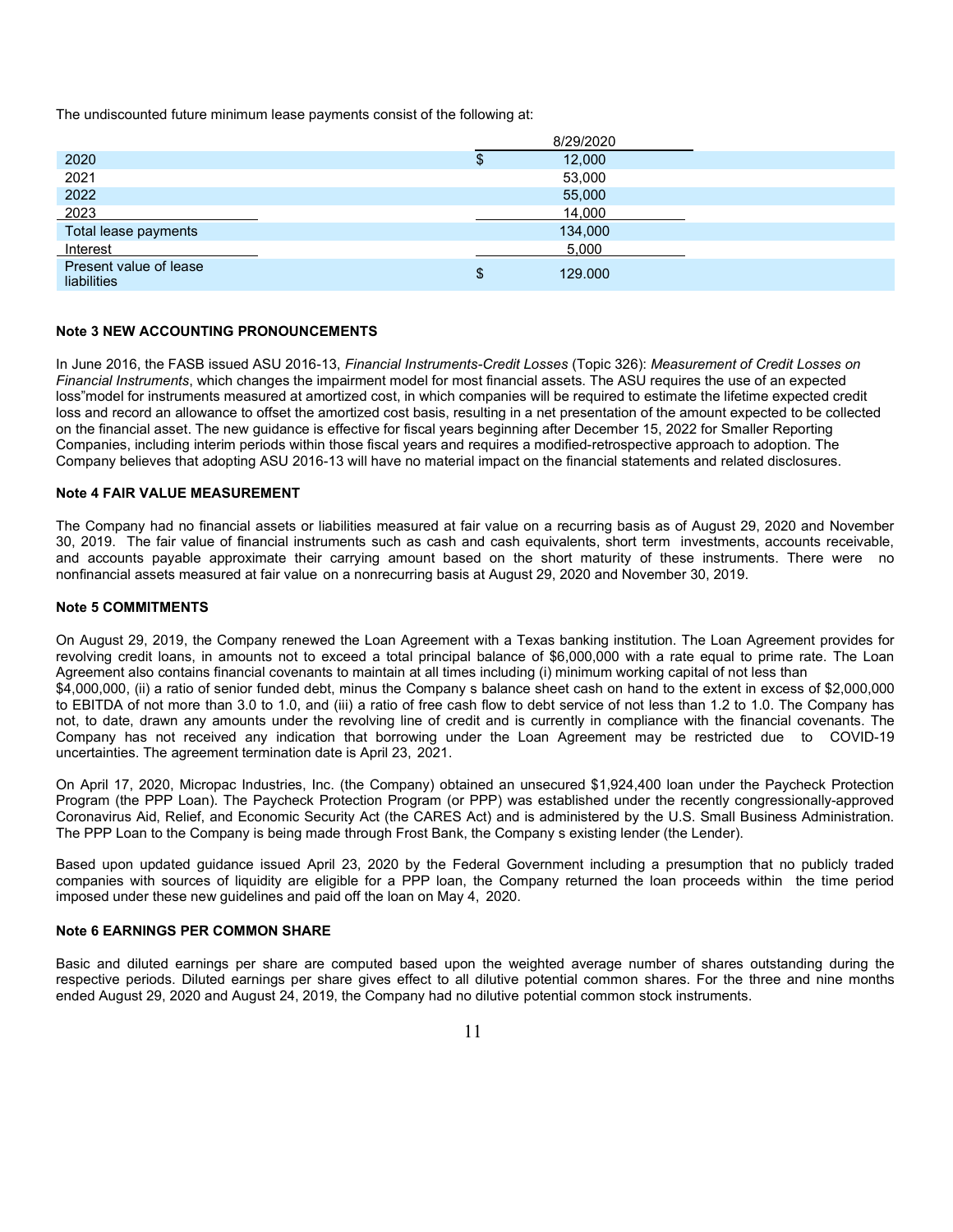The undiscounted future minimum lease payments consist of the following at:

| | 8/29/2020 |
|---|---|
| 2020 | $ 12,000 |
| 2021 | 53,000 |
| 2022 | 55,000 |
| 2023 | 14,000 |
| Total lease payments | 134,000 |
| Interest | 5,000 |
| Present value of lease liabilities | $ 129.000 |

### Note 3 NEW ACCOUNTING PRONOUNCEMENTS

In June 2016, the FASB issued ASU 2016-13, *Financial Instruments-Credit Losses* (Topic 326): *Measurement of Credit Losses on Financial Instruments*, which changes the impairment model for most financial assets. The ASU requires the use of an expected loss"model for instruments measured at amortized cost, in which companies will be required to estimate the lifetime expected credit loss and record an allowance to offset the amortized cost basis, resulting in a net presentation of the amount expected to be collected on the financial asset. The new guidance is effective for fiscal years beginning after December 15, 2022 for Smaller Reporting Companies, including interim periods within those fiscal years and requires a modified-retrospective approach to adoption. The Company believes that adopting ASU 2016-13 will have no material impact on the financial statements and related disclosures.

### Note 4 FAIR VALUE MEASUREMENT

The Company had no financial assets or liabilities measured at fair value on a recurring basis as of August 29, 2020 and November 30, 2019. The fair value of financial instruments such as cash and cash equivalents, short term investments, accounts receivable, and accounts payable approximate their carrying amount based on the short maturity of these instruments. There were no nonfinancial assets measured at fair value on a nonrecurring basis at August 29, 2020 and November 30, 2019.

### Note 5 COMMITMENTS

On August 29, 2019, the Company renewed the Loan Agreement with a Texas banking institution. The Loan Agreement provides for revolving credit loans, in amounts not to exceed a total principal balance of $6,000,000 with a rate equal to prime rate. The Loan Agreement also contains financial covenants to maintain at all times including (i) minimum working capital of not less than $4,000,000, (ii) a ratio of senior funded debt, minus the Company s balance sheet cash on hand to the extent in excess of $2,000,000 to EBITDA of not more than 3.0 to 1.0, and (iii) a ratio of free cash flow to debt service of not less than 1.2 to 1.0. The Company has not, to date, drawn any amounts under the revolving line of credit and is currently in compliance with the financial covenants. The Company has not received any indication that borrowing under the Loan Agreement may be restricted due to COVID-19 uncertainties. The agreement termination date is April 23, 2021.

On April 17, 2020, Micropac Industries, Inc. (the Company) obtained an unsecured $1,924,400 loan under the Paycheck Protection Program (the PPP Loan). The Paycheck Protection Program (or PPP) was established under the recently congressionally-approved Coronavirus Aid, Relief, and Economic Security Act (the CARES Act) and is administered by the U.S. Small Business Administration. The PPP Loan to the Company is being made through Frost Bank, the Company s existing lender (the Lender).

Based upon updated guidance issued April 23, 2020 by the Federal Government including a presumption that no publicly traded companies with sources of liquidity are eligible for a PPP loan, the Company returned the loan proceeds within the time period imposed under these new guidelines and paid off the loan on May 4, 2020.

### Note 6 EARNINGS PER COMMON SHARE

Basic and diluted earnings per share are computed based upon the weighted average number of shares outstanding during the respective periods. Diluted earnings per share gives effect to all dilutive potential common shares. For the three and nine months ended August 29, 2020 and August 24, 2019, the Company had no dilutive potential common stock instruments.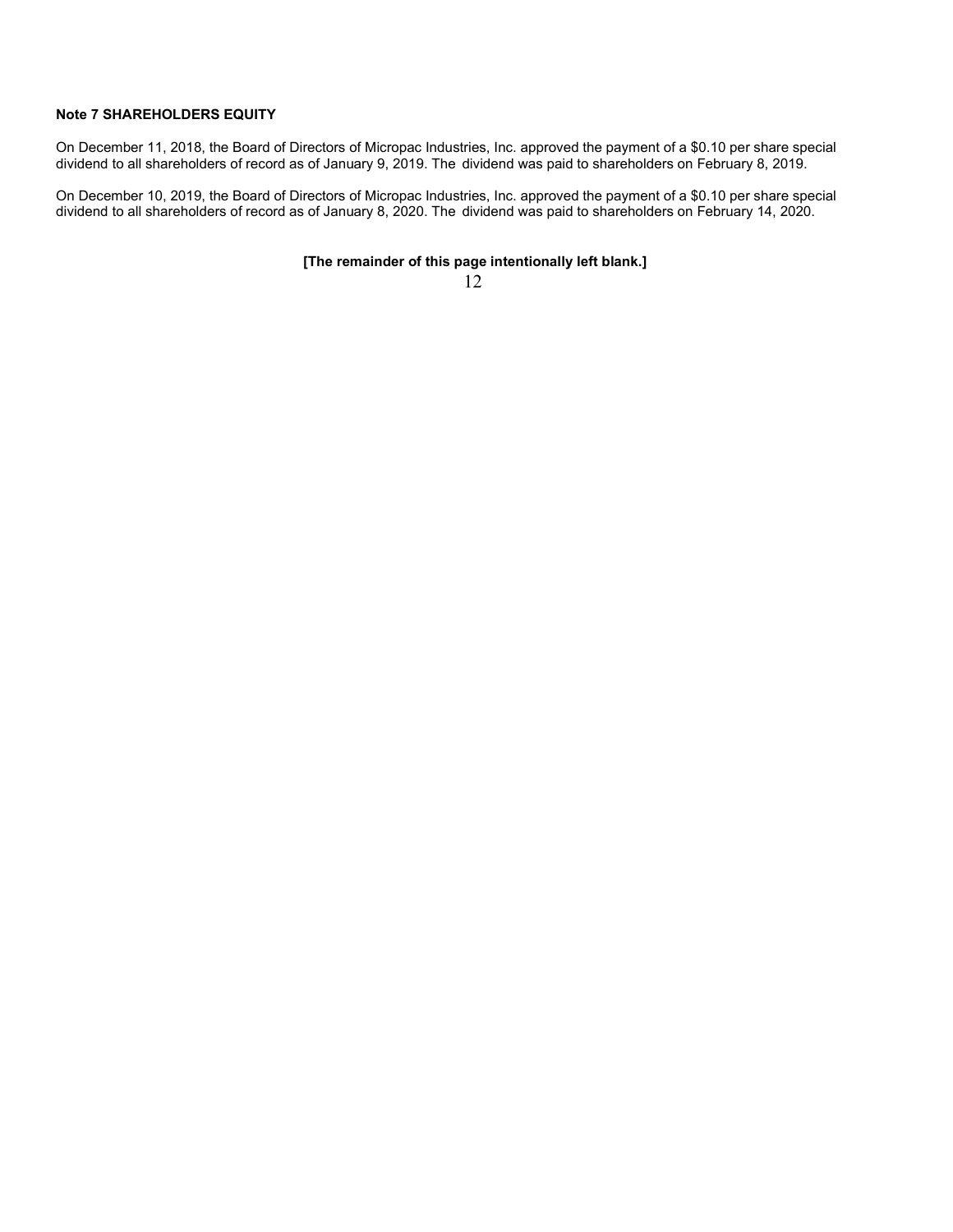**Note 7 SHAREHOLDERS EQUITY**

On December 11, 2018, the Board of Directors of Micropac Industries, Inc. approved the payment of a $0.10 per share special dividend to all shareholders of record as of January 9, 2019. The dividend was paid to shareholders on February 8, 2019.

On December 10, 2019, the Board of Directors of Micropac Industries, Inc. approved the payment of a $0.10 per share special dividend to all shareholders of record as of January 8, 2020. The dividend was paid to shareholders on February 14, 2020.

**[The remainder of this page intentionally left blank.]**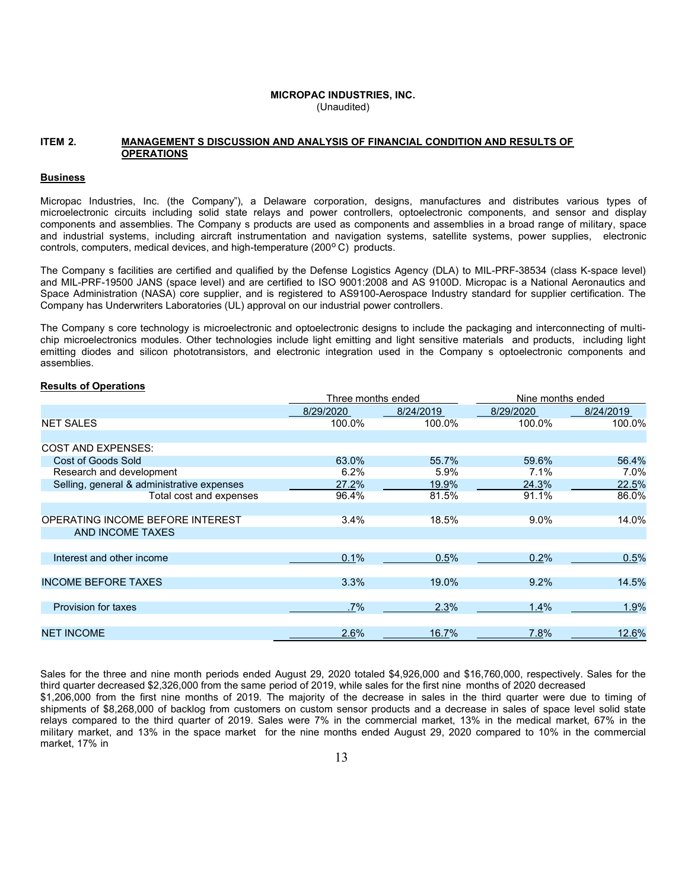**MICROPAC INDUSTRIES, INC.**
(Unaudited)

## ITEM 2. MANAGEMENT S DISCUSSION AND ANALYSIS OF FINANCIAL CONDITION AND RESULTS OF OPERATIONS

### Business

Micropac Industries, Inc. (the Company"), a Delaware corporation, designs, manufactures and distributes various types of microelectronic circuits including solid state relays and power controllers, optoelectronic components, and sensor and display components and assemblies. The Company s products are used as components and assemblies in a broad range of military, space and industrial systems, including aircraft instrumentation and navigation systems, satellite systems, power supplies, electronic controls, computers, medical devices, and high-temperature (200$^{o}$ C) products.

The Company s facilities are certified and qualified by the Defense Logistics Agency (DLA) to MIL-PRF-38534 (class K-space level) and MIL-PRF-19500 JANS (space level) and are certified to ISO 9001:2008 and AS 9100D. Micropac is a National Aeronautics and Space Administration (NASA) core supplier, and is registered to AS9100-Aerospace Industry standard for supplier certification. The Company has Underwriters Laboratories (UL) approval on our industrial power controllers.

The Company s core technology is microelectronic and optoelectronic designs to include the packaging and interconnecting of multi-chip microelectronics modules. Other technologies include light emitting and light sensitive materials and products, including light emitting diodes and silicon phototransistors, and electronic integration used in the Company s optoelectronic components and assemblies.

### Results of Operations

| | Three months ended | | Nine months ended | |
|---|---|---|---|---|
| | 8/29/2020 | 8/24/2019 | 8/29/2020 | 8/24/2019 |
| NET SALES | 100.0% | 100.0% | 100.0% | 100.0% |
| COST AND EXPENSES: | | | | |
| Cost of Goods Sold | 63.0% | 55.7% | 59.6% | 56.4% |
| Research and development | 6.2% | 5.9% | 7.1% | 7.0% |
| Selling, general & administrative expenses | 27.2% | 19.9% | 24.3% | 22.5% |
| Total cost and expenses | 96.4% | 81.5% | 91.1% | 86.0% |
| OPERATING INCOME BEFORE INTEREST AND INCOME TAXES | 3.4% | 18.5% | 9.0% | 14.0% |
| Interest and other income | 0.1% | 0.5% | 0.2% | 0.5% |
| INCOME BEFORE TAXES | 3.3% | 19.0% | 9.2% | 14.5% |
| Provision for taxes | .7% | 2.3% | 1.4% | 1.9% |
| NET INCOME | 2.6% | 16.7% | 7.8% | 12.6% |

Sales for the three and nine month periods ended August 29, 2020 totaled $4,926,000 and $16,760,000, respectively. Sales for the third quarter decreased $2,326,000 from the same period of 2019, while sales for the first nine months of 2020 decreased $1,206,000 from the first nine months of 2019. The majority of the decrease in sales in the third quarter were due to timing of shipments of $8,268,000 of backlog from customers on custom sensor products and a decrease in sales of space level solid state relays compared to the third quarter of 2019. Sales were 7% in the commercial market, 13% in the medical market, 67% in the military market, and 13% in the space market for the nine months ended August 29, 2020 compared to 10% in the commercial market, 17% in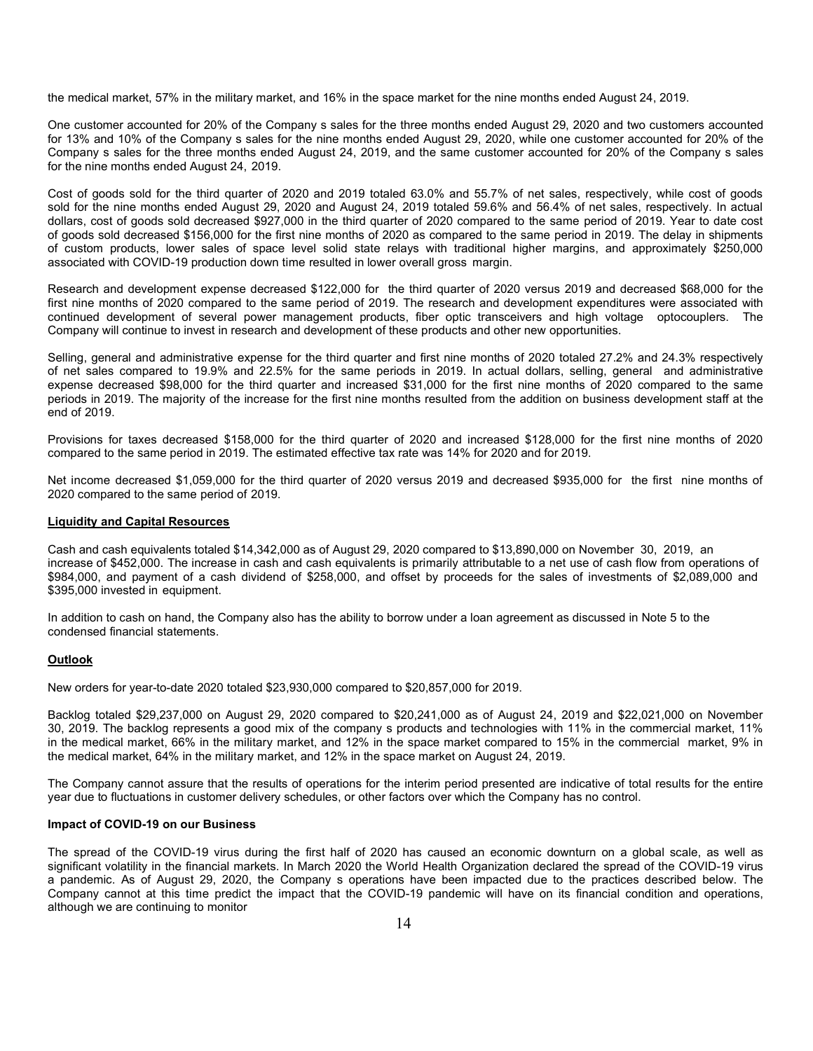the medical market, 57% in the military market, and 16% in the space market for the nine months ended August 24, 2019.

One customer accounted for 20% of the Company s sales for the three months ended August 29, 2020 and two customers accounted for 13% and 10% of the Company s sales for the nine months ended August 29, 2020, while one customer accounted for 20% of the Company s sales for the three months ended August 24, 2019, and the same customer accounted for 20% of the Company s sales for the nine months ended August 24, 2019.

Cost of goods sold for the third quarter of 2020 and 2019 totaled 63.0% and 55.7% of net sales, respectively, while cost of goods sold for the nine months ended August 29, 2020 and August 24, 2019 totaled 59.6% and 56.4% of net sales, respectively. In actual dollars, cost of goods sold decreased $927,000 in the third quarter of 2020 compared to the same period of 2019. Year to date cost of goods sold decreased $156,000 for the first nine months of 2020 as compared to the same period in 2019. The delay in shipments of custom products, lower sales of space level solid state relays with traditional higher margins, and approximately $250,000 associated with COVID-19 production down time resulted in lower overall gross margin.

Research and development expense decreased $122,000 for the third quarter of 2020 versus 2019 and decreased $68,000 for the first nine months of 2020 compared to the same period of 2019. The research and development expenditures were associated with continued development of several power management products, fiber optic transceivers and high voltage optocouplers. The Company will continue to invest in research and development of these products and other new opportunities.

Selling, general and administrative expense for the third quarter and first nine months of 2020 totaled 27.2% and 24.3% respectively of net sales compared to 19.9% and 22.5% for the same periods in 2019. In actual dollars, selling, general and administrative expense decreased $98,000 for the third quarter and increased $31,000 for the first nine months of 2020 compared to the same periods in 2019. The majority of the increase for the first nine months resulted from the addition on business development staff at the end of 2019.

Provisions for taxes decreased $158,000 for the third quarter of 2020 and increased $128,000 for the first nine months of 2020 compared to the same period in 2019. The estimated effective tax rate was 14% for 2020 and for 2019.

Net income decreased $1,059,000 for the third quarter of 2020 versus 2019 and decreased $935,000 for the first nine months of 2020 compared to the same period of 2019.

**Liquidity and Capital Resources**

Cash and cash equivalents totaled $14,342,000 as of August 29, 2020 compared to $13,890,000 on November 30, 2019, an increase of $452,000. The increase in cash and cash equivalents is primarily attributable to a net use of cash flow from operations of $984,000, and payment of a cash dividend of $258,000, and offset by proceeds for the sales of investments of $2,089,000 and $395,000 invested in equipment.

In addition to cash on hand, the Company also has the ability to borrow under a loan agreement as discussed in Note 5 to the condensed financial statements.

**Outlook**

New orders for year-to-date 2020 totaled $23,930,000 compared to $20,857,000 for 2019.

Backlog totaled $29,237,000 on August 29, 2020 compared to $20,241,000 as of August 24, 2019 and $22,021,000 on November 30, 2019. The backlog represents a good mix of the company s products and technologies with 11% in the commercial market, 11% in the medical market, 66% in the military market, and 12% in the space market compared to 15% in the commercial market, 9% in the medical market, 64% in the military market, and 12% in the space market on August 24, 2019.

The Company cannot assure that the results of operations for the interim period presented are indicative of total results for the entire year due to fluctuations in customer delivery schedules, or other factors over which the Company has no control.

**Impact of COVID-19 on our Business**

The spread of the COVID-19 virus during the first half of 2020 has caused an economic downturn on a global scale, as well as significant volatility in the financial markets. In March 2020 the World Health Organization declared the spread of the COVID-19 virus a pandemic. As of August 29, 2020, the Company s operations have been impacted due to the practices described below. The Company cannot at this time predict the impact that the COVID-19 pandemic will have on its financial condition and operations, although we are continuing to monitor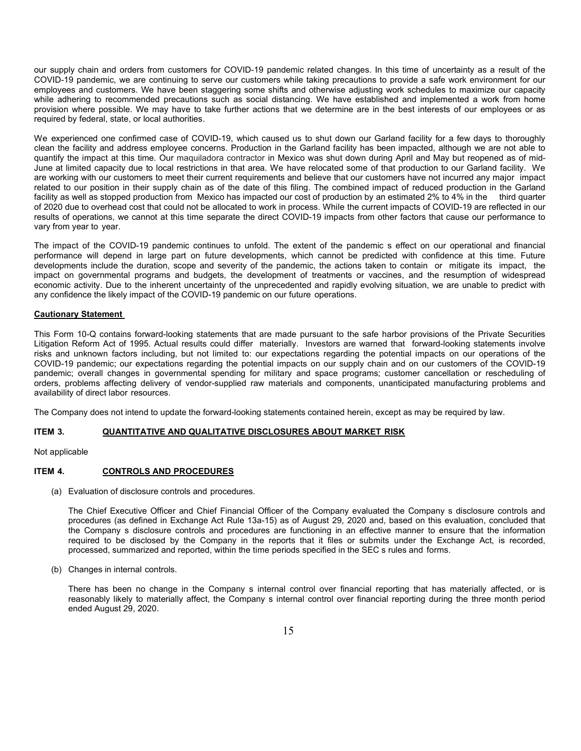our supply chain and orders from customers for COVID-19 pandemic related changes. In this time of uncertainty as a result of the COVID-19 pandemic, we are continuing to serve our customers while taking precautions to provide a safe work environment for our employees and customers. We have been staggering some shifts and otherwise adjusting work schedules to maximize our capacity while adhering to recommended precautions such as social distancing. We have established and implemented a work from home provision where possible. We may have to take further actions that we determine are in the best interests of our employees or as required by federal, state, or local authorities.

We experienced one confirmed case of COVID-19, which caused us to shut down our Garland facility for a few days to thoroughly clean the facility and address employee concerns. Production in the Garland facility has been impacted, although we are not able to quantify the impact at this time. Our maquiladora contractor in Mexico was shut down during April and May but reopened as of mid-June at limited capacity due to local restrictions in that area. We have relocated some of that production to our Garland facility. We are working with our customers to meet their current requirements and believe that our customers have not incurred any major impact related to our position in their supply chain as of the date of this filing. The combined impact of reduced production in the Garland facility as well as stopped production from Mexico has impacted our cost of production by an estimated 2% to 4% in the third quarter of 2020 due to overhead cost that could not be allocated to work in process. While the current impacts of COVID-19 are reflected in our results of operations, we cannot at this time separate the direct COVID-19 impacts from other factors that cause our performance to vary from year to year.

The impact of the COVID-19 pandemic continues to unfold. The extent of the pandemic s effect on our operational and financial performance will depend in large part on future developments, which cannot be predicted with confidence at this time. Future developments include the duration, scope and severity of the pandemic, the actions taken to contain or mitigate its impact, the impact on governmental programs and budgets, the development of treatments or vaccines, and the resumption of widespread economic activity. Due to the inherent uncertainty of the unprecedented and rapidly evolving situation, we are unable to predict with any confidence the likely impact of the COVID-19 pandemic on our future operations.

**Cautionary Statement**

This Form 10-Q contains forward-looking statements that are made pursuant to the safe harbor provisions of the Private Securities Litigation Reform Act of 1995. Actual results could differ materially. Investors are warned that forward-looking statements involve risks and unknown factors including, but not limited to: our expectations regarding the potential impacts on our operations of the COVID-19 pandemic; our expectations regarding the potential impacts on our supply chain and on our customers of the COVID-19 pandemic; overall changes in governmental spending for military and space programs; customer cancellation or rescheduling of orders, problems affecting delivery of vendor-supplied raw materials and components, unanticipated manufacturing problems and availability of direct labor resources.

The Company does not intend to update the forward-looking statements contained herein, except as may be required by law.

## ITEM 3. QUANTITATIVE AND QUALITATIVE DISCLOSURES ABOUT MARKET RISK

Not applicable

## ITEM 4. CONTROLS AND PROCEDURES

(a) Evaluation of disclosure controls and procedures.

The Chief Executive Officer and Chief Financial Officer of the Company evaluated the Company s disclosure controls and procedures (as defined in Exchange Act Rule 13a-15) as of August 29, 2020 and, based on this evaluation, concluded that the Company s disclosure controls and procedures are functioning in an effective manner to ensure that the information required to be disclosed by the Company in the reports that it files or submits under the Exchange Act, is recorded, processed, summarized and reported, within the time periods specified in the SEC s rules and forms.

(b) Changes in internal controls.

There has been no change in the Company s internal control over financial reporting that has materially affected, or is reasonably likely to materially affect, the Company s internal control over financial reporting during the three month period ended August 29, 2020.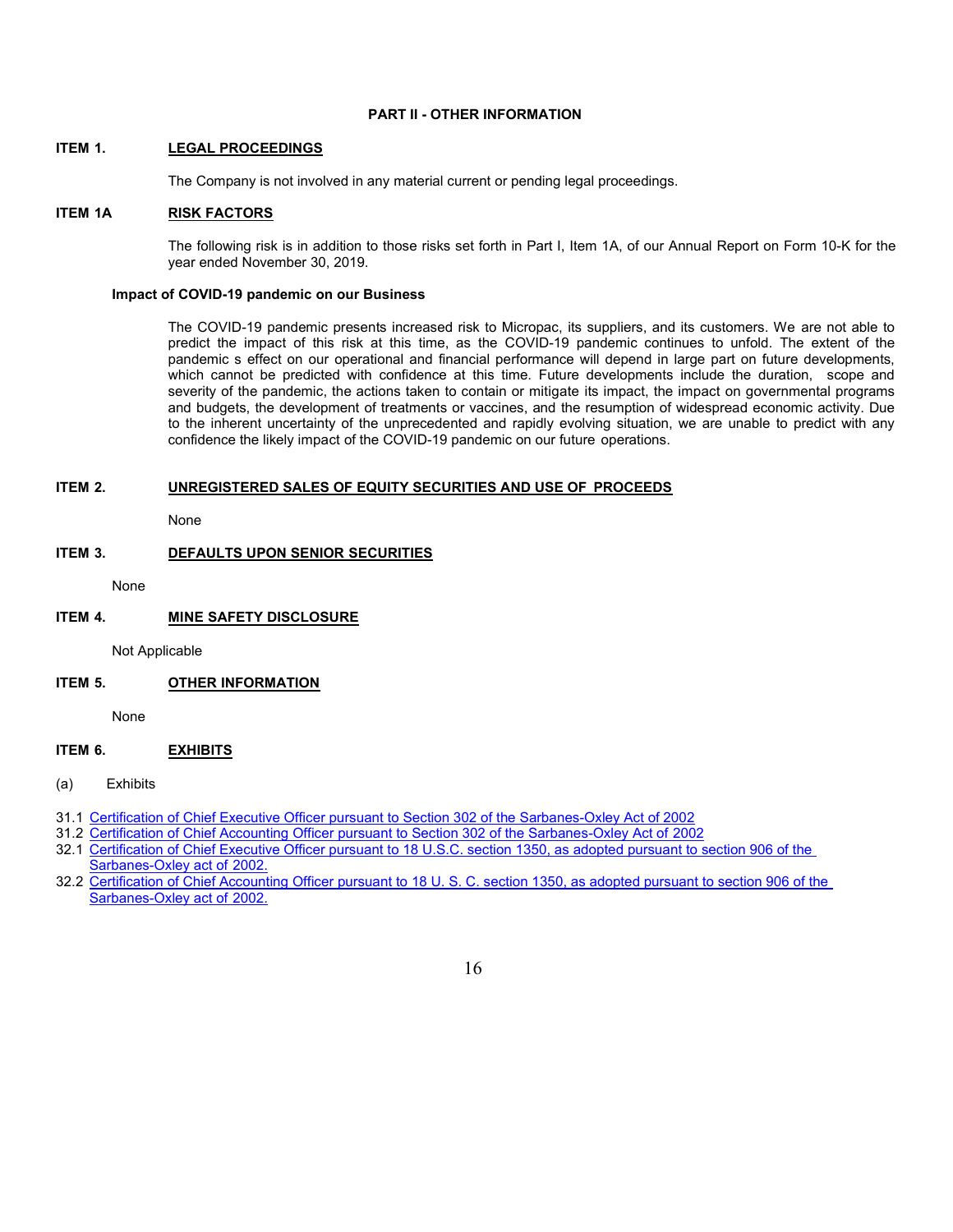## PART II - OTHER INFORMATION

### ITEM 1. LEGAL PROCEEDINGS

The Company is not involved in any material current or pending legal proceedings.

### ITEM 1A RISK FACTORS

The following risk is in addition to those risks set forth in Part I, Item 1A, of our Annual Report on Form 10-K for the year ended November 30, 2019.

**Impact of COVID-19 pandemic on our Business**

The COVID-19 pandemic presents increased risk to Micropac, its suppliers, and its customers. We are not able to predict the impact of this risk at this time, as the COVID-19 pandemic continues to unfold. The extent of the pandemic s effect on our operational and financial performance will depend in large part on future developments, which cannot be predicted with confidence at this time. Future developments include the duration, scope and severity of the pandemic, the actions taken to contain or mitigate its impact, the impact on governmental programs and budgets, the development of treatments or vaccines, and the resumption of widespread economic activity. Due to the inherent uncertainty of the unprecedented and rapidly evolving situation, we are unable to predict with any confidence the likely impact of the COVID-19 pandemic on our future operations.

### ITEM 2. UNREGISTERED SALES OF EQUITY SECURITIES AND USE OF PROCEEDS

None

### ITEM 3. DEFAULTS UPON SENIOR SECURITIES

None

### ITEM 4. MINE SAFETY DISCLOSURE

Not Applicable

### ITEM 5. OTHER INFORMATION

None

### ITEM 6. EXHIBITS

(a) Exhibits

31.1 Certification of Chief Executive Officer pursuant to Section 302 of the Sarbanes-Oxley Act of 2002
31.2 Certification of Chief Accounting Officer pursuant to Section 302 of the Sarbanes-Oxley Act of 2002
32.1 Certification of Chief Executive Officer pursuant to 18 U.S.C. section 1350, as adopted pursuant to section 906 of the Sarbanes-Oxley act of 2002.
32.2 Certification of Chief Accounting Officer pursuant to 18 U. S. C. section 1350, as adopted pursuant to section 906 of the Sarbanes-Oxley act of 2002.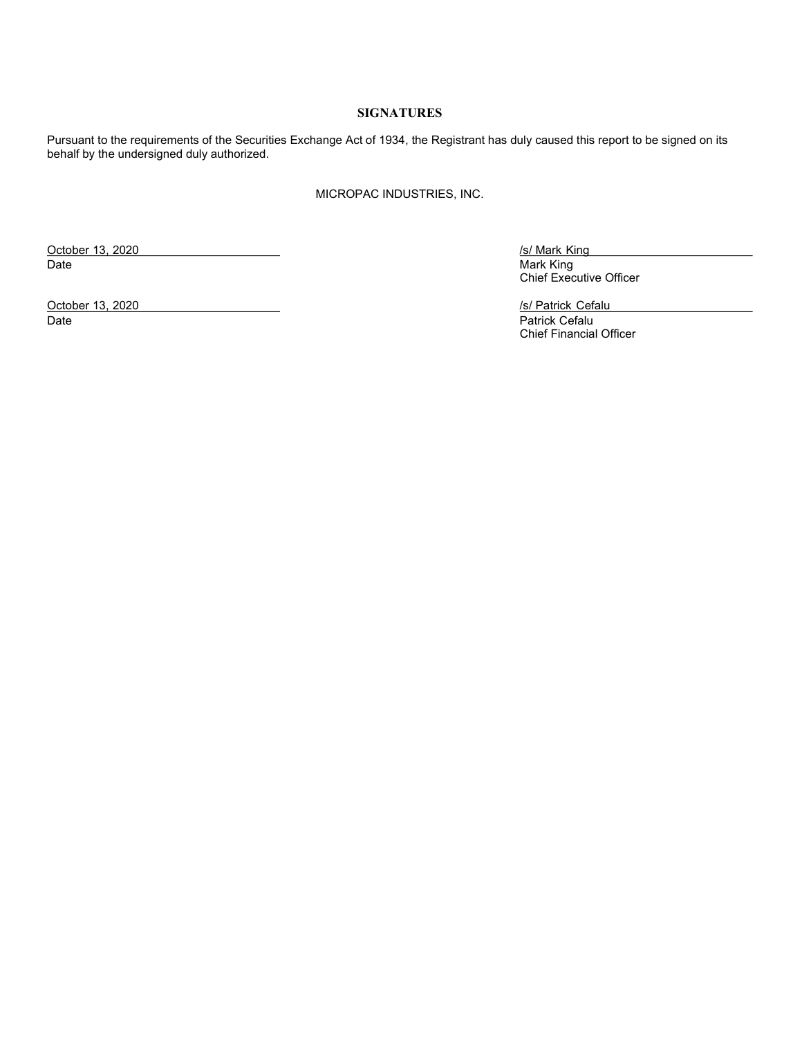## SIGNATURES

Pursuant to the requirements of the Securities Exchange Act of 1934, the Registrant has duly caused this report to be signed on its behalf by the undersigned duly authorized.

MICROPAC INDUSTRIES, INC.

| | |
|---|---|
| October 13, 2020 | /s/ Mark King |
| Date | Mark King<br>Chief Executive Officer |
| October 13, 2020 | /s/ Patrick Cefalu |
| Date | Patrick Cefalu<br>Chief Financial Officer |